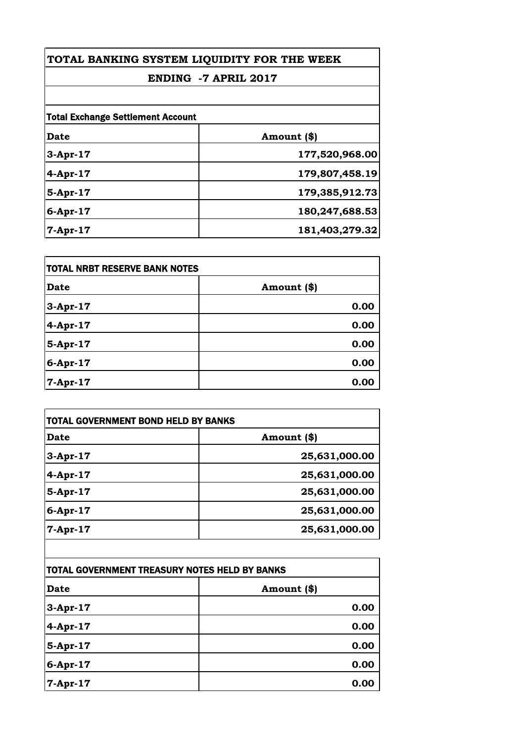# TOTAL BANKING SYSTEM LIQUIDITY FOR THE WEEK

## ENDING -7 APRIL 2017

**Total Exchange Settlement Account**

| Date | Amount ($) |
|---|---|
| 3-Apr-17 | 177,520,968.00 |
| 4-Apr-17 | 179,807,458.19 |
| 5-Apr-17 | 179,385,912.73 |
| 6-Apr-17 | 180,247,688.53 |
| 7-Apr-17 | 181,403,279.32 |

**TOTAL NRBT RESERVE BANK NOTES**

| Date | Amount ($) |
|---|---|
| 3-Apr-17 | 0.00 |
| 4-Apr-17 | 0.00 |
| 5-Apr-17 | 0.00 |
| 6-Apr-17 | 0.00 |
| 7-Apr-17 | 0.00 |

**TOTAL GOVERNMENT BOND HELD BY BANKS**

| Date | Amount ($) |
|---|---|
| 3-Apr-17 | 25,631,000.00 |
| 4-Apr-17 | 25,631,000.00 |
| 5-Apr-17 | 25,631,000.00 |
| 6-Apr-17 | 25,631,000.00 |
| 7-Apr-17 | 25,631,000.00 |

**TOTAL GOVERNMENT TREASURY NOTES HELD BY BANKS**

| Date | Amount ($) |
|---|---|
| 3-Apr-17 | 0.00 |
| 4-Apr-17 | 0.00 |
| 5-Apr-17 | 0.00 |
| 6-Apr-17 | 0.00 |
| 7-Apr-17 | 0.00 |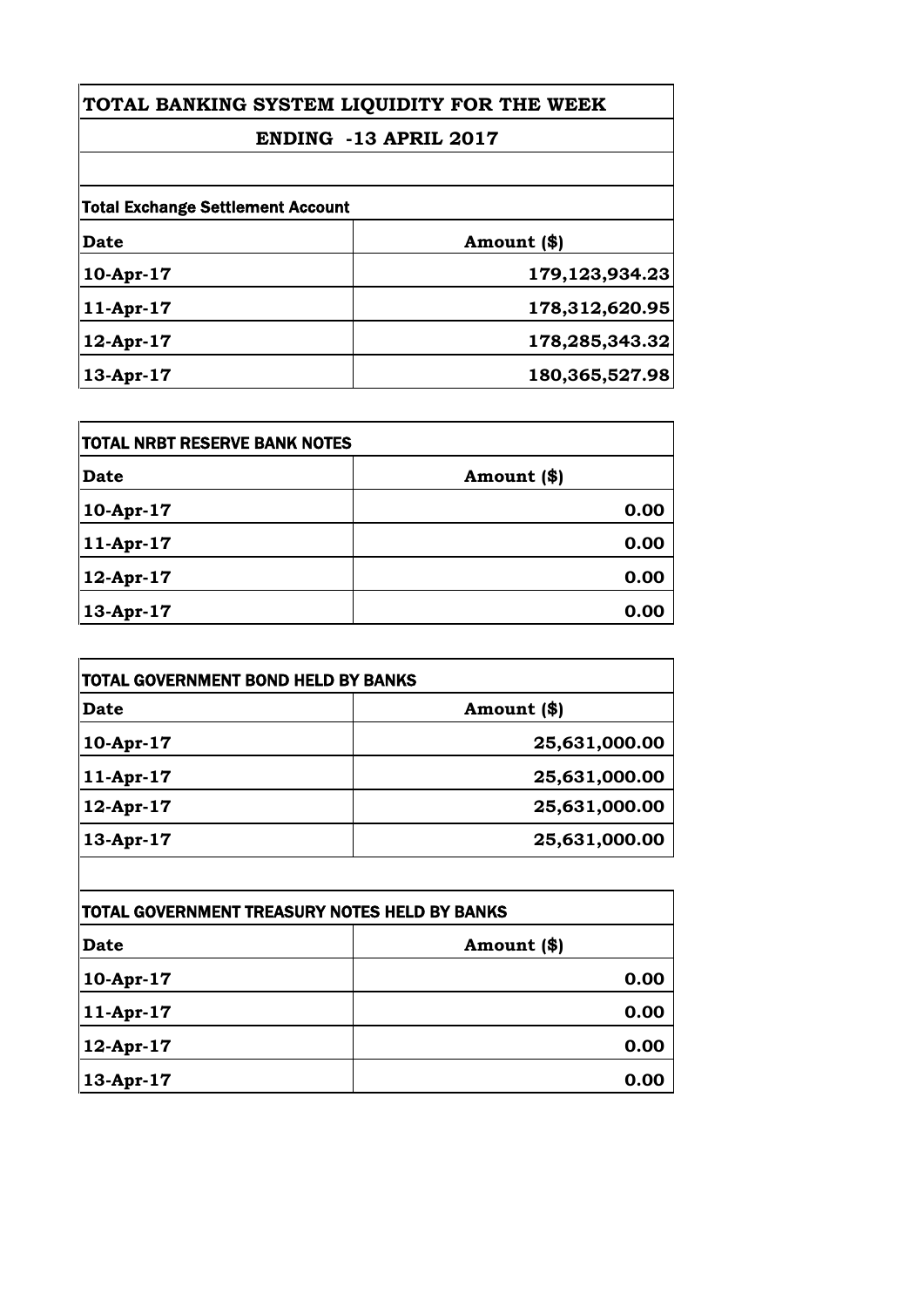# TOTAL BANKING SYSTEM LIQUIDITY FOR THE WEEK

## ENDING -13 APRIL 2017

| Total Exchange Settlement Account | |
|---|---|
| **Date** | **Amount ($)** |
| 10-Apr-17 | 179,123,934.23 |
| 11-Apr-17 | 178,312,620.95 |
| 12-Apr-17 | 178,285,343.32 |
| 13-Apr-17 | 180,365,527.98 |

| TOTAL NRBT RESERVE BANK NOTES | |
|---|---|
| **Date** | **Amount ($)** |
| 10-Apr-17 | 0.00 |
| 11-Apr-17 | 0.00 |
| 12-Apr-17 | 0.00 |
| 13-Apr-17 | 0.00 |

| TOTAL GOVERNMENT BOND HELD BY BANKS | |
|---|---|
| **Date** | **Amount ($)** |
| 10-Apr-17 | 25,631,000.00 |
| 11-Apr-17 | 25,631,000.00 |
| 12-Apr-17 | 25,631,000.00 |
| 13-Apr-17 | 25,631,000.00 |

| TOTAL GOVERNMENT TREASURY NOTES HELD BY BANKS | |
|---|---|
| **Date** | **Amount ($)** |
| 10-Apr-17 | 0.00 |
| 11-Apr-17 | 0.00 |
| 12-Apr-17 | 0.00 |
| 13-Apr-17 | 0.00 |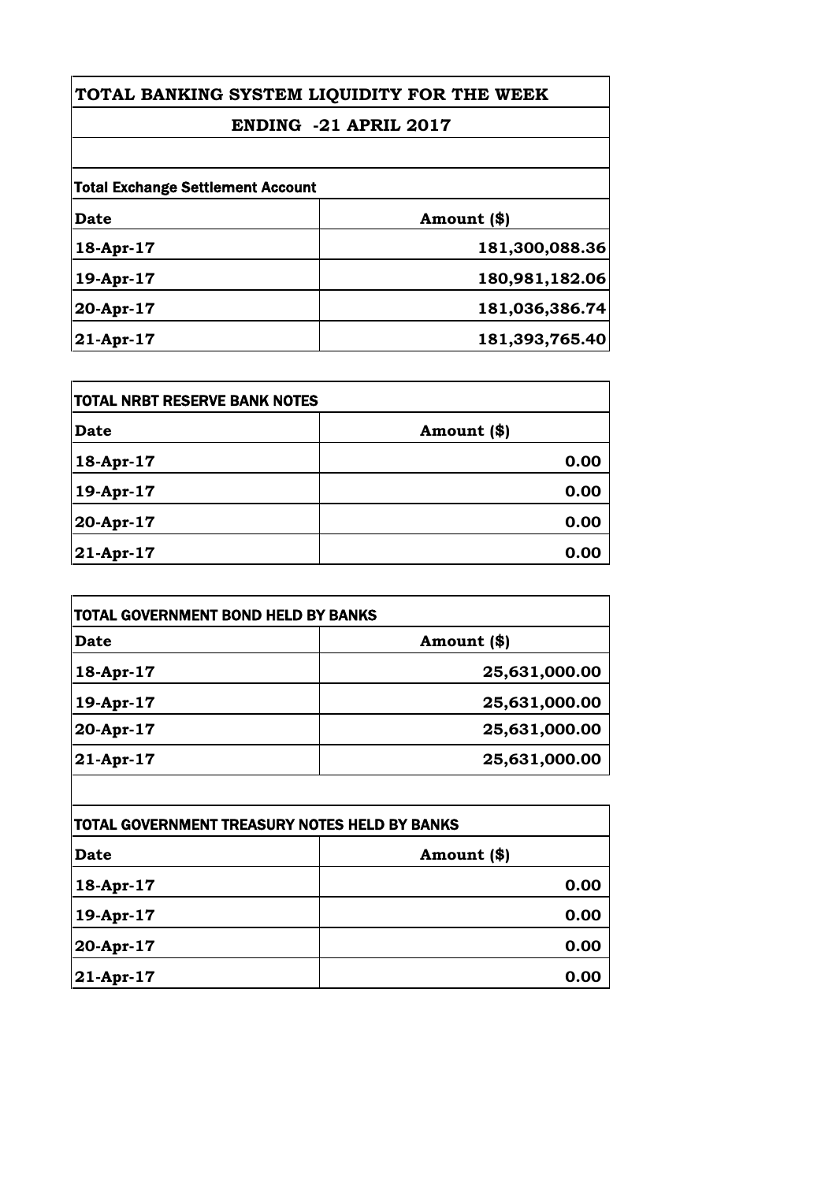# TOTAL BANKING SYSTEM LIQUIDITY FOR THE WEEK

## ENDING -21 APRIL 2017

| Total Exchange Settlement Account | |
|---|---|
| **Date** | **Amount ($)** |
| 18-Apr-17 | 181,300,088.36 |
| 19-Apr-17 | 180,981,182.06 |
| 20-Apr-17 | 181,036,386.74 |
| 21-Apr-17 | 181,393,765.40 |

| TOTAL NRBT RESERVE BANK NOTES | |
|---|---|
| **Date** | **Amount ($)** |
| 18-Apr-17 | 0.00 |
| 19-Apr-17 | 0.00 |
| 20-Apr-17 | 0.00 |
| 21-Apr-17 | 0.00 |

| TOTAL GOVERNMENT BOND HELD BY BANKS | |
|---|---|
| **Date** | **Amount ($)** |
| 18-Apr-17 | 25,631,000.00 |
| 19-Apr-17 | 25,631,000.00 |
| 20-Apr-17 | 25,631,000.00 |
| 21-Apr-17 | 25,631,000.00 |

| TOTAL GOVERNMENT TREASURY NOTES HELD BY BANKS | |
|---|---|
| **Date** | **Amount ($)** |
| 18-Apr-17 | 0.00 |
| 19-Apr-17 | 0.00 |
| 20-Apr-17 | 0.00 |
| 21-Apr-17 | 0.00 |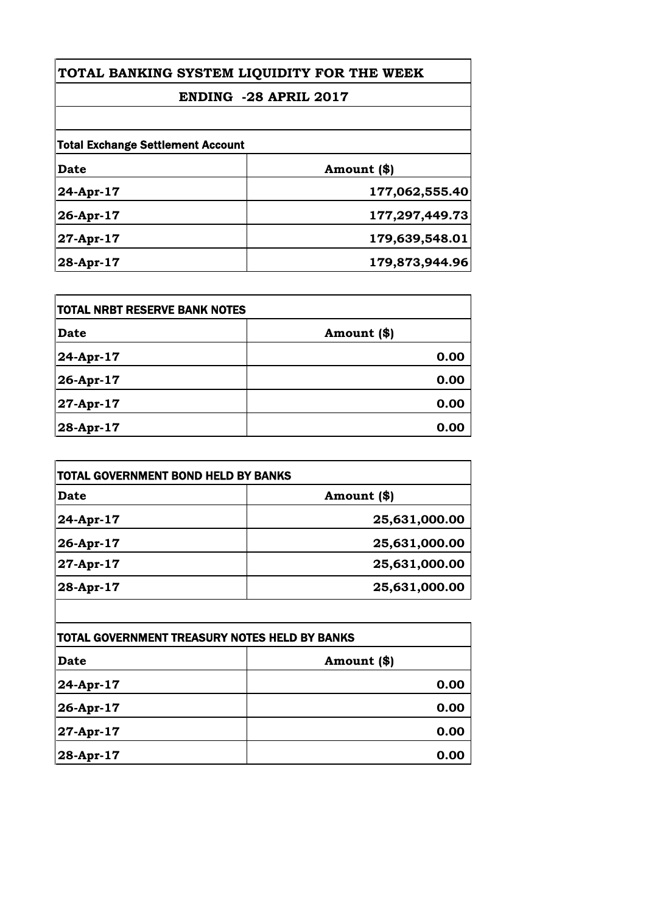# TOTAL BANKING SYSTEM LIQUIDITY FOR THE WEEK

## ENDING -28 APRIL 2017

**Total Exchange Settlement Account**

| Date | Amount ($) |
|---|---|
| 24-Apr-17 | 177,062,555.40 |
| 26-Apr-17 | 177,297,449.73 |
| 27-Apr-17 | 179,639,548.01 |
| 28-Apr-17 | 179,873,944.96 |

**TOTAL NRBT RESERVE BANK NOTES**

| Date | Amount ($) |
|---|---|
| 24-Apr-17 | 0.00 |
| 26-Apr-17 | 0.00 |
| 27-Apr-17 | 0.00 |
| 28-Apr-17 | 0.00 |

**TOTAL GOVERNMENT BOND HELD BY BANKS**

| Date | Amount ($) |
|---|---|
| 24-Apr-17 | 25,631,000.00 |
| 26-Apr-17 | 25,631,000.00 |
| 27-Apr-17 | 25,631,000.00 |
| 28-Apr-17 | 25,631,000.00 |

**TOTAL GOVERNMENT TREASURY NOTES HELD BY BANKS**

| Date | Amount ($) |
|---|---|
| 24-Apr-17 | 0.00 |
| 26-Apr-17 | 0.00 |
| 27-Apr-17 | 0.00 |
| 28-Apr-17 | 0.00 |